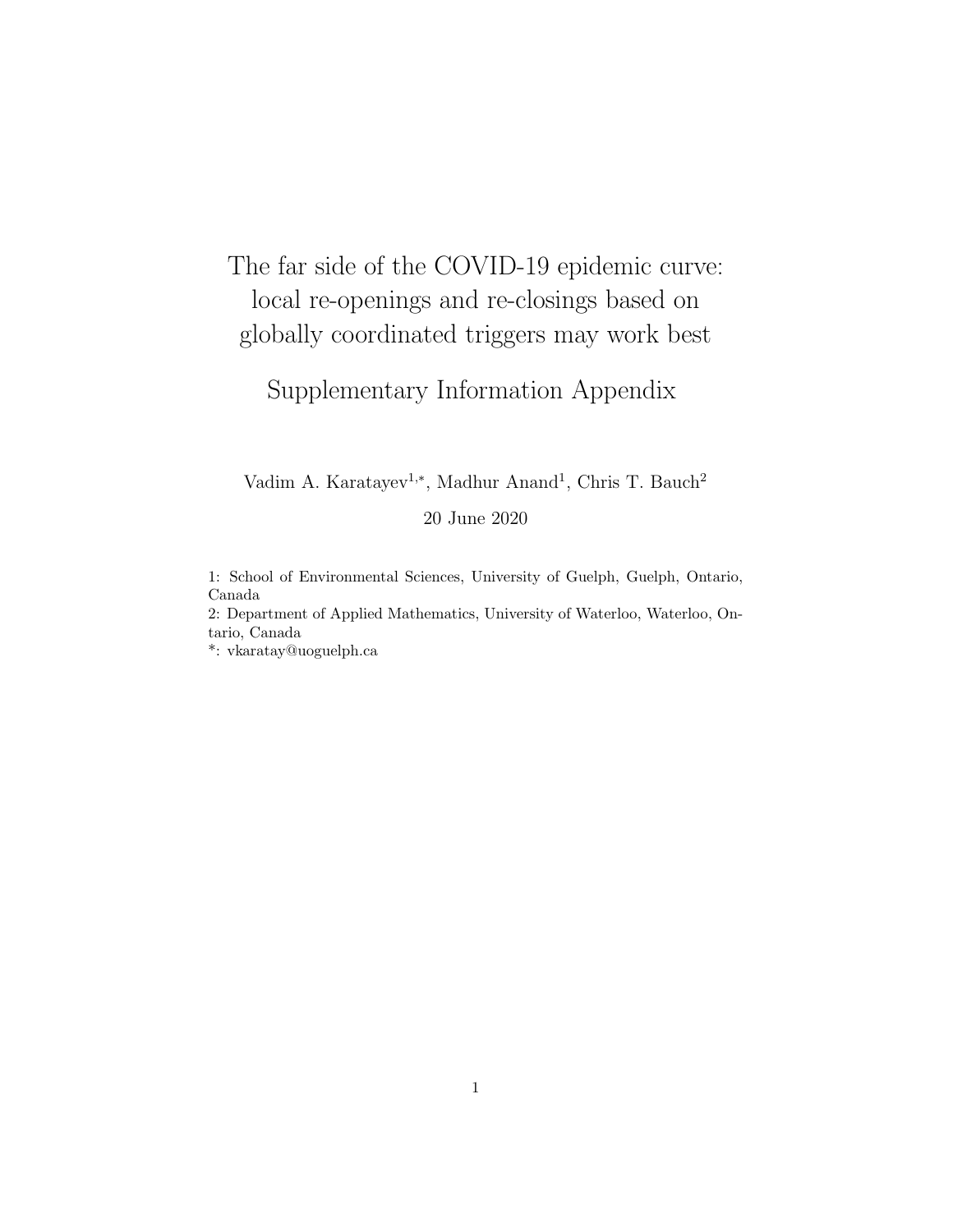# The far side of the COVID-19 epidemic curve: local re-openings and re-closings based on globally coordinated triggers may work best

## Supplementary Information Appendix

Vadim A. Karatayev[1,*], Madhur Anand[1], Chris T. Bauch[2]

20 June 2020

1: School of Environmental Sciences, University of Guelph, Guelph, Ontario, Canada
2: Department of Applied Mathematics, University of Waterloo, Waterloo, Ontario, Canada
*: vkaratay@uoguelph.ca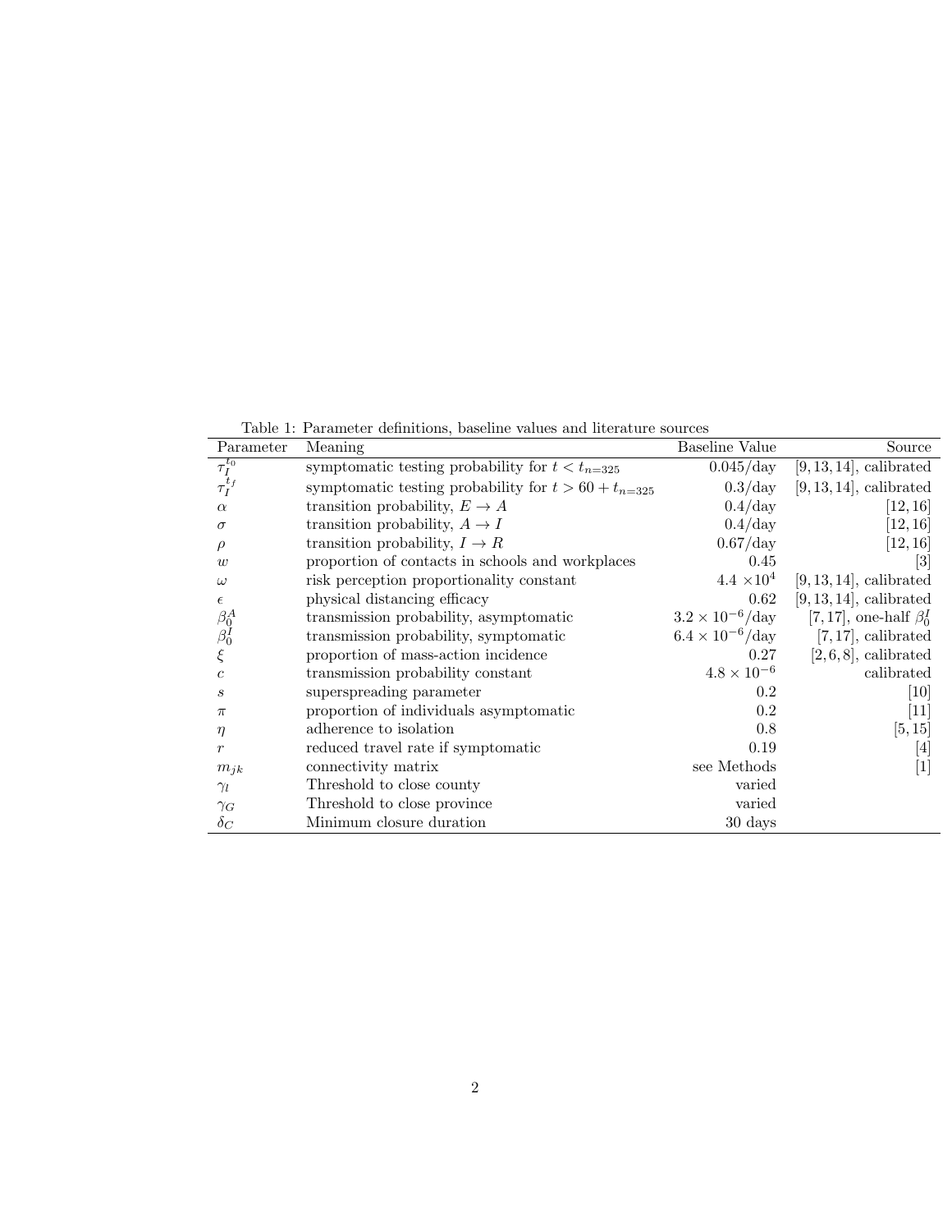Table 1: Parameter definitions, baseline values and literature sources

| Parameter | Meaning | Baseline Value | Source |
| --- | --- | --- | --- |
| $\tau_I^{t_0}$ | symptomatic testing probability for $t < t_{n=325}$ | $0.045/\text{day}$ | [9, 13, 14], calibrated |
| $\tau_I^{t_f}$ | symptomatic testing probability for $t > 60 + t_{n=325}$ | $0.3/\text{day}$ | [9, 13, 14], calibrated |
| $\alpha$ | transition probability, $E \to A$ | $0.4/\text{day}$ | [12, 16] |
| $\sigma$ | transition probability, $A \to I$ | $0.4/\text{day}$ | [12, 16] |
| $\rho$ | transition probability, $I \to R$ | $0.67/\text{day}$ | [12, 16] |
| $w$ | proportion of contacts in schools and workplaces | 0.45 | [3] |
| $\omega$ | risk perception proportionality constant | $4.4 \times 10^4$ | [9, 13, 14], calibrated |
| $\epsilon$ | physical distancing efficacy | 0.62 | [9, 13, 14], calibrated |
| $\beta_0^A$ | transmission probability, asymptomatic | $3.2 \times 10^{-6}/\text{day}$ | [7, 17], one-half $\beta_0^I$ |
| $\beta_0^I$ | transmission probability, symptomatic | $6.4 \times 10^{-6}/\text{day}$ | [7, 17], calibrated |
| $\xi$ | proportion of mass-action incidence | 0.27 | [2, 6, 8], calibrated |
| $c$ | transmission probability constant | $4.8 \times 10^{-6}$ | calibrated |
| $s$ | superspreading parameter | 0.2 | [10] |
| $\pi$ | proportion of individuals asymptomatic | 0.2 | [11] |
| $\eta$ | adherence to isolation | 0.8 | [5, 15] |
| $r$ | reduced travel rate if symptomatic | 0.19 | [4] |
| $m_{jk}$ | connectivity matrix | see Methods | [1] |
| $\gamma_l$ | Threshold to close county | varied | |
| $\gamma_G$ | Threshold to close province | varied | |
| $\delta_C$ | Minimum closure duration | 30 days | |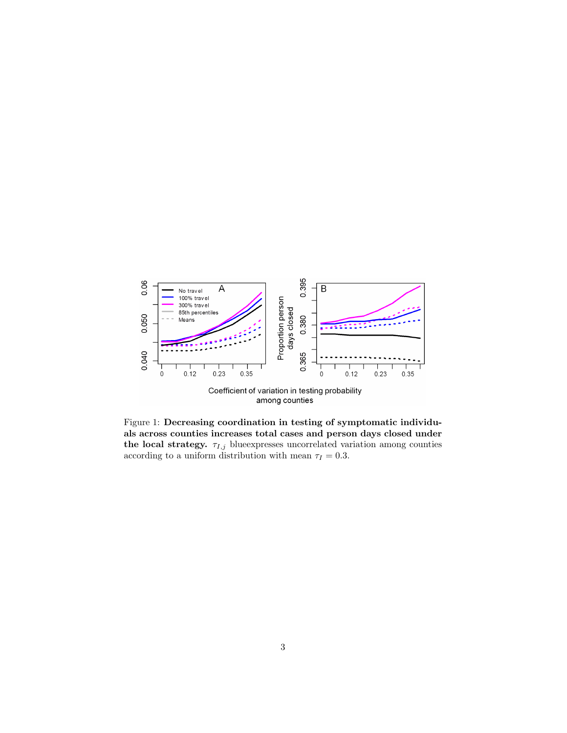A

No travel
100% travel
300% travel
85th percentiles
Means

0.040
0.050
0.06

0
0.12
0.23
0.35

B

Proportion person days closed

0.365
0.380
0.395

0
0.12
0.23
0.35

Coefficient of variation in testing probability among counties

Figure 1: **Decreasing coordination in testing of symptomatic individuals across counties increases total cases and person days closed under the local strategy.** $\tau_{I,j}$ blueexpresses uncorrelated variation among counties according to a uniform distribution with mean $\tau_I = 0.3$.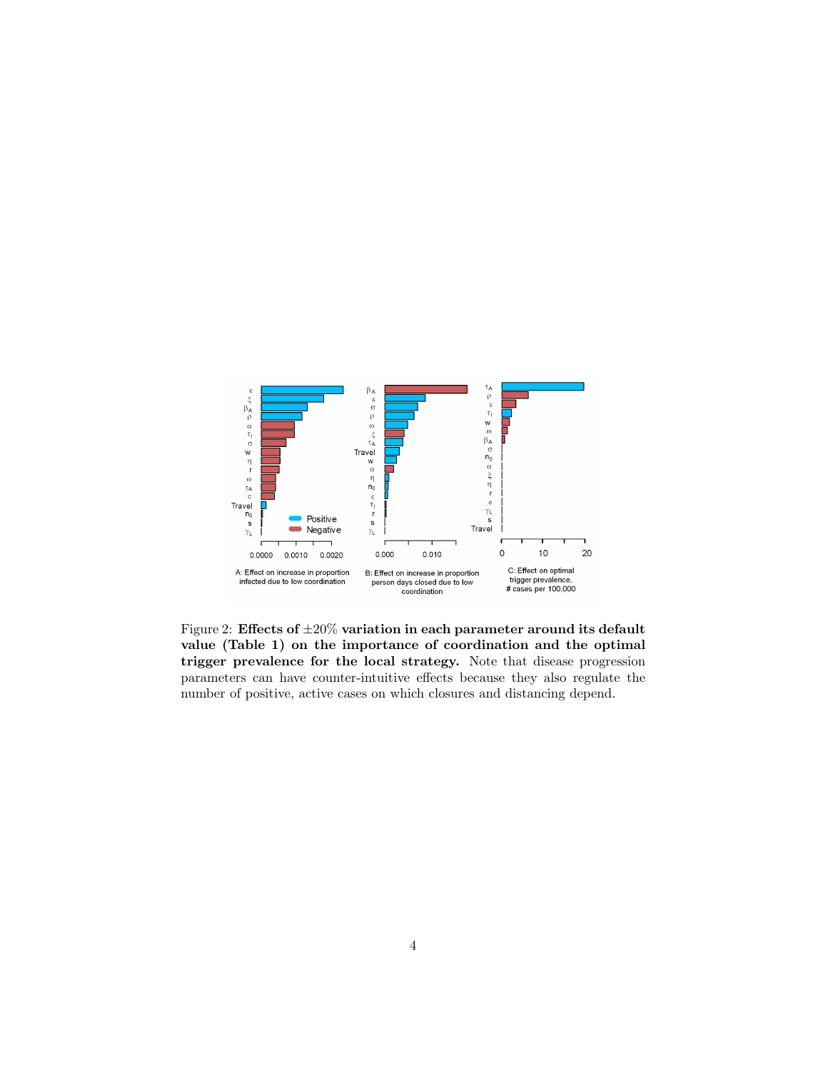ε
ξ
$\beta_A$
ρ
α
$\tau_I$
σ
w
η
r
ω
$\tau_A$
c
Travel
$n_0$
s
$\gamma_L$

Positive
Negative

0.0000 0.0010 0.0020

A: Effect on increase in proportion infected due to low coordination

$\beta_A$
ε
σ
ρ
ω
ξ
$\tau_A$
Travel
w
α
η
$n_0$
c
$\tau_I$
r
s
$\gamma_L$

0.000 0.010

B: Effect on increase in proportion person days closed due to low coordination

$\tau_A$
ρ
ε
$\tau_I$
w
ω
$\beta_A$
σ
$n_0$
α
ξ
η
r
c
$\gamma_L$
s
Travel

0 10 20

C: Effect on optimal trigger prevalence, # cases per 100,000

Figure 2: **Effects of ±20% variation in each parameter around its default value (Table 1) on the importance of coordination and the optimal trigger prevalence for the local strategy.** Note that disease progression parameters can have counter-intuitive effects because they also regulate the number of positive, active cases on which closures and distancing depend.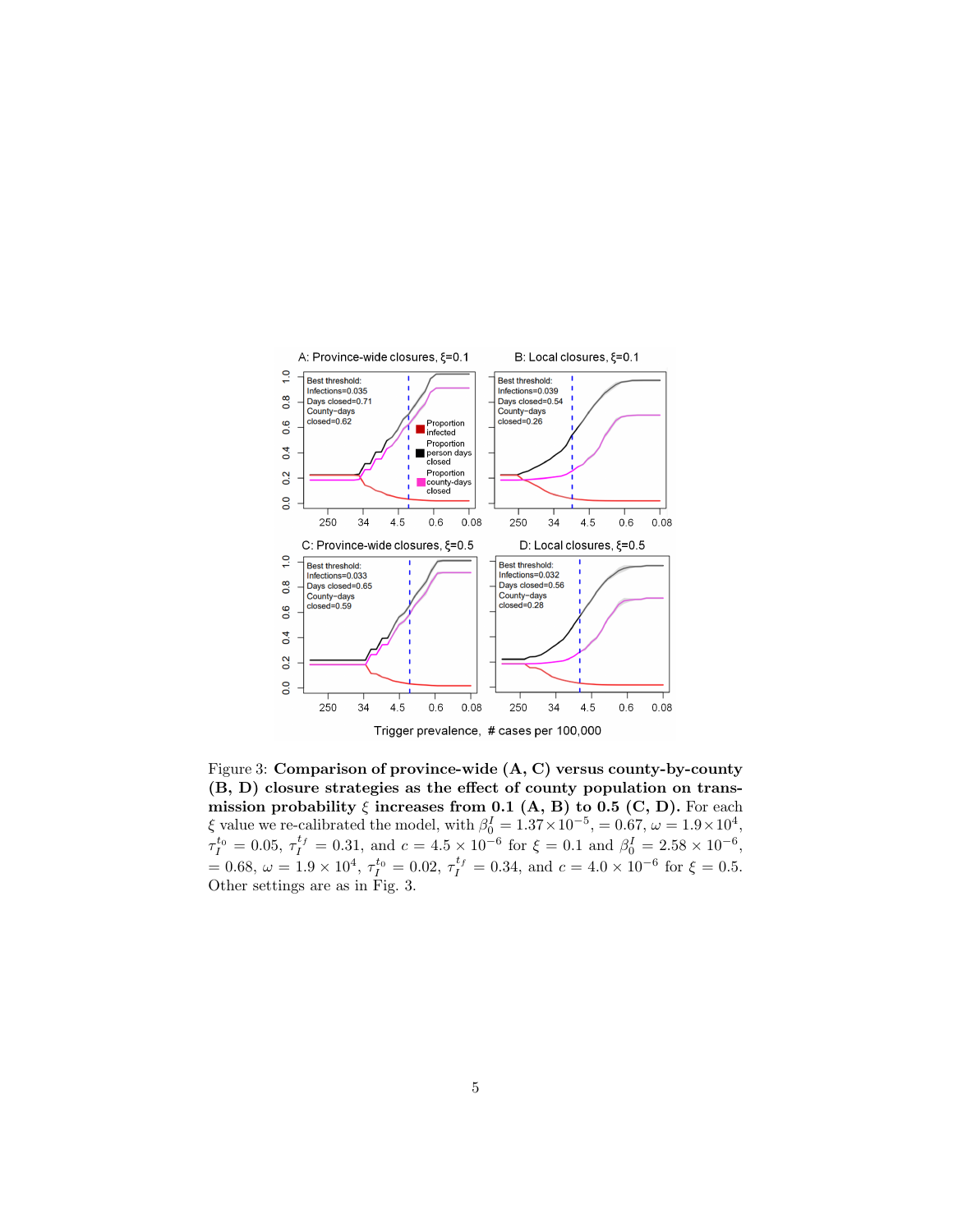A: Province-wide closures, ξ=0.1

Best threshold:
Infections=0.035
Days closed=0.71
County-days closed=0.62

Proportion infected
Proportion person days closed
Proportion county-days closed

B: Local closures, ξ=0.1

Best threshold:
Infections=0.039
Days closed=0.54
County-days closed=0.26

C: Province-wide closures, ξ=0.5

Best threshold:
Infections=0.033
Days closed=0.65
County-days closed=0.59

D: Local closures, ξ=0.5

Best threshold:
Infections=0.032
Days closed=0.56
County-days closed=0.28

0.0 0.2 0.4 0.6 0.8 1.0

250 34 4.5 0.6 0.08

Trigger prevalence, # cases per 100,000

Figure 3: **Comparison of province-wide (A, C) versus county-by-county (B, D) closure strategies as the effect of county population on transmission probability $\xi$ increases from 0.1 (A, B) to 0.5 (C, D).** For each $\xi$ value we re-calibrated the model, with $\beta_0^I = 1.37 \times 10^{-5}$, $= 0.67$, $\omega = 1.9 \times 10^4$, $\tau_I^{t_o} = 0.05$, $\tau_I^{t_f} = 0.31$, and $c = 4.5 \times 10^{-6}$ for $\xi = 0.1$ and $\beta_0^I = 2.58 \times 10^{-6}$, $= 0.68$, $\omega = 1.9 \times 10^4$, $\tau_I^{t_o} = 0.02$, $\tau_I^{t_f} = 0.34$, and $c = 4.0 \times 10^{-6}$ for $\xi = 0.5$. Other settings are as in Fig. 3.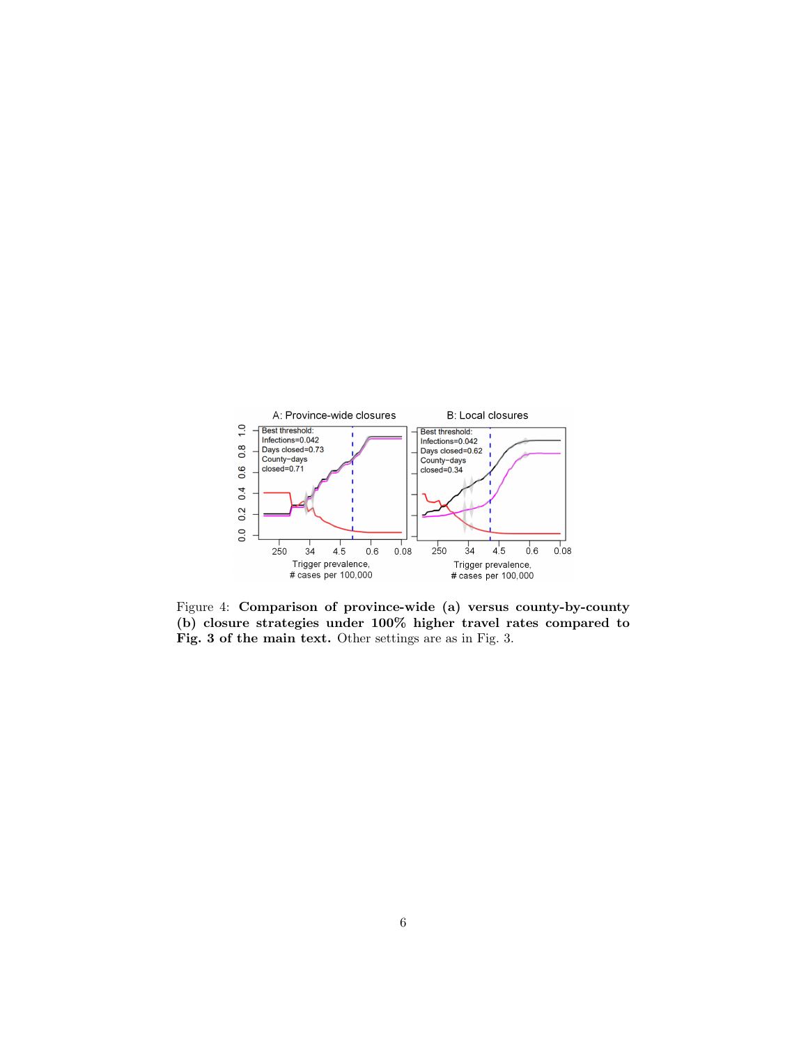A: Province-wide closures

Best threshold:
Infections=0.042
Days closed=0.73
County−days
closed=0.71

0.0 0.2 0.4 0.6 0.8 1.0

250 34 4.5 0.6 0.08

Trigger prevalence,
# cases per 100,000

B: Local closures

Best threshold:
Infections=0.042
Days closed=0.62
County−days
closed=0.34

250 34 4.5 0.6 0.08

Trigger prevalence,
# cases per 100,000

Figure 4: **Comparison of province-wide (a) versus county-by-county (b) closure strategies under 100% higher travel rates compared to Fig. 3 of the main text.** Other settings are as in Fig. 3.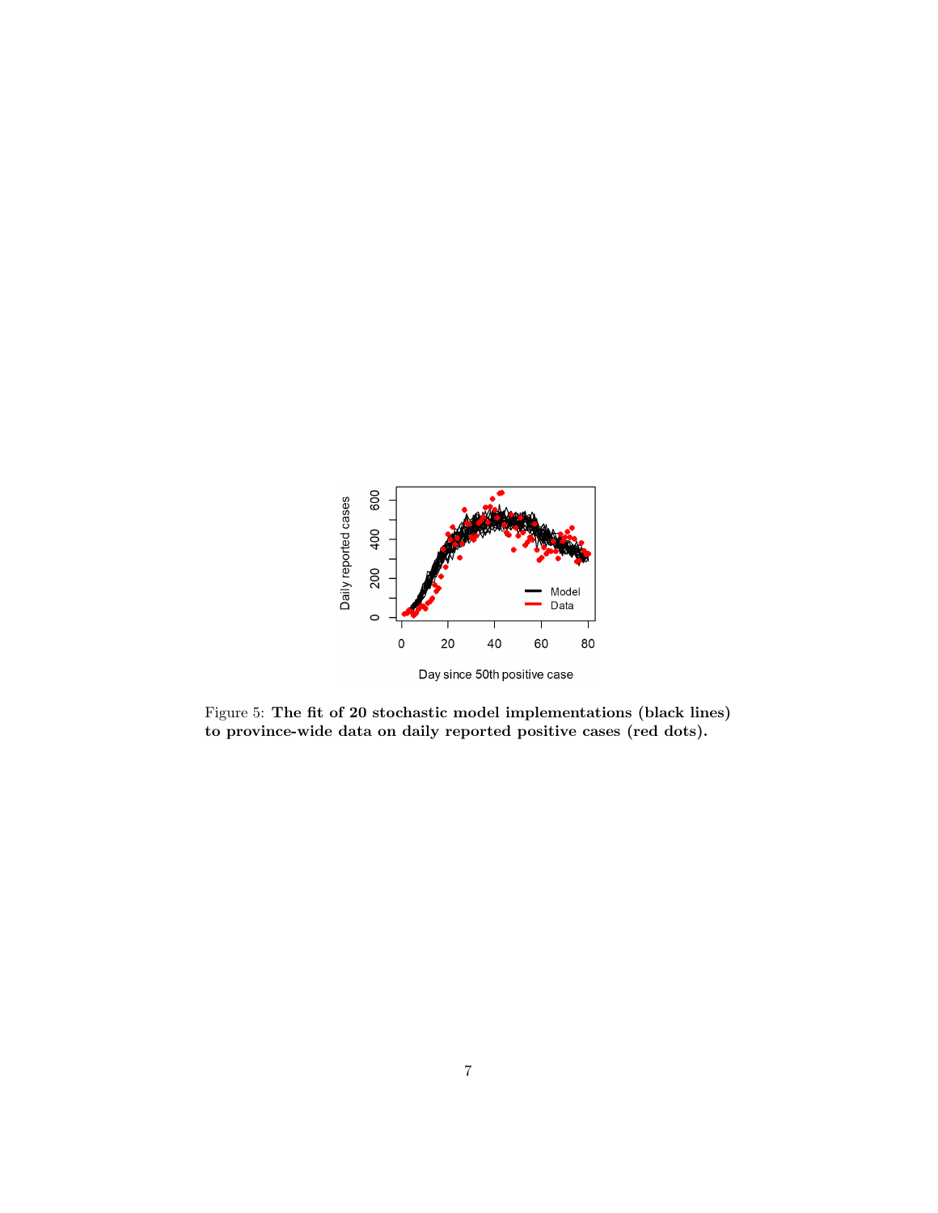Daily reported cases

0
200
400
600

0
20
40
60
80

Day since 50th positive case

Model
Data

Figure 5: **The fit of 20 stochastic model implementations (black lines) to province-wide data on daily reported positive cases (red dots).**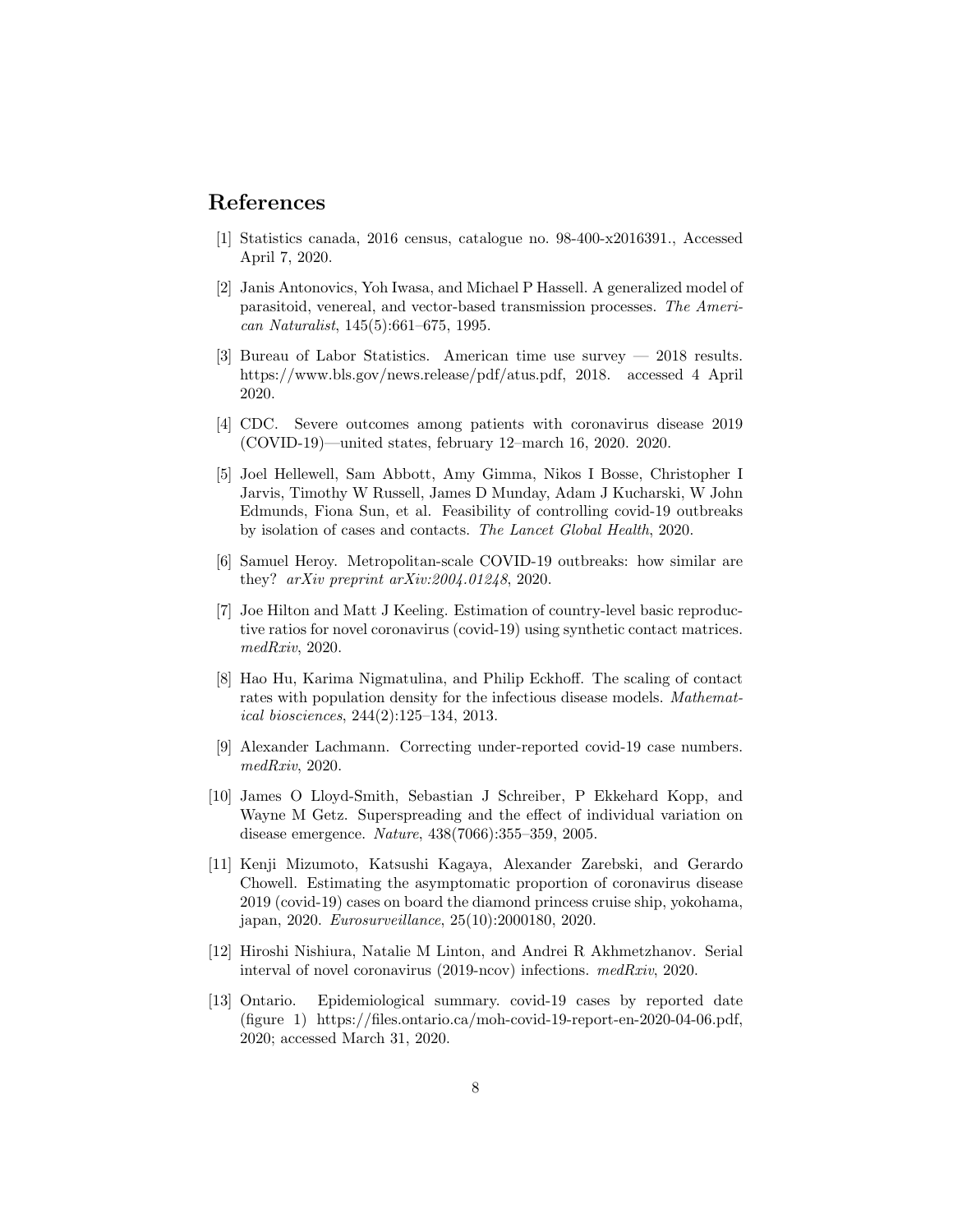# References

[1] Statistics canada, 2016 census, catalogue no. 98-400-x2016391., Accessed April 7, 2020.

[2] Janis Antonovics, Yoh Iwasa, and Michael P Hassell. A generalized model of parasitoid, venereal, and vector-based transmission processes. *The American Naturalist*, 145(5):661–675, 1995.

[3] Bureau of Labor Statistics. American time use survey — 2018 results. https://www.bls.gov/news.release/pdf/atus.pdf, 2018. accessed 4 April 2020.

[4] CDC. Severe outcomes among patients with coronavirus disease 2019 (COVID-19)—united states, february 12–march 16, 2020. 2020.

[5] Joel Hellewell, Sam Abbott, Amy Gimma, Nikos I Bosse, Christopher I Jarvis, Timothy W Russell, James D Munday, Adam J Kucharski, W John Edmunds, Fiona Sun, et al. Feasibility of controlling covid-19 outbreaks by isolation of cases and contacts. *The Lancet Global Health*, 2020.

[6] Samuel Heroy. Metropolitan-scale COVID-19 outbreaks: how similar are they? *arXiv preprint arXiv:2004.01248*, 2020.

[7] Joe Hilton and Matt J Keeling. Estimation of country-level basic reproductive ratios for novel coronavirus (covid-19) using synthetic contact matrices. *medRxiv*, 2020.

[8] Hao Hu, Karima Nigmatulina, and Philip Eckhoff. The scaling of contact rates with population density for the infectious disease models. *Mathematical biosciences*, 244(2):125–134, 2013.

[9] Alexander Lachmann. Correcting under-reported covid-19 case numbers. *medRxiv*, 2020.

[10] James O Lloyd-Smith, Sebastian J Schreiber, P Ekkehard Kopp, and Wayne M Getz. Superspreading and the effect of individual variation on disease emergence. *Nature*, 438(7066):355–359, 2005.

[11] Kenji Mizumoto, Katsushi Kagaya, Alexander Zarebski, and Gerardo Chowell. Estimating the asymptomatic proportion of coronavirus disease 2019 (covid-19) cases on board the diamond princess cruise ship, yokohama, japan, 2020. *Eurosurveillance*, 25(10):2000180, 2020.

[12] Hiroshi Nishiura, Natalie M Linton, and Andrei R Akhmetzhanov. Serial interval of novel coronavirus (2019-ncov) infections. *medRxiv*, 2020.

[13] Ontario. Epidemiological summary. covid-19 cases by reported date (figure 1) https://files.ontario.ca/moh-covid-19-report-en-2020-04-06.pdf, 2020; accessed March 31, 2020.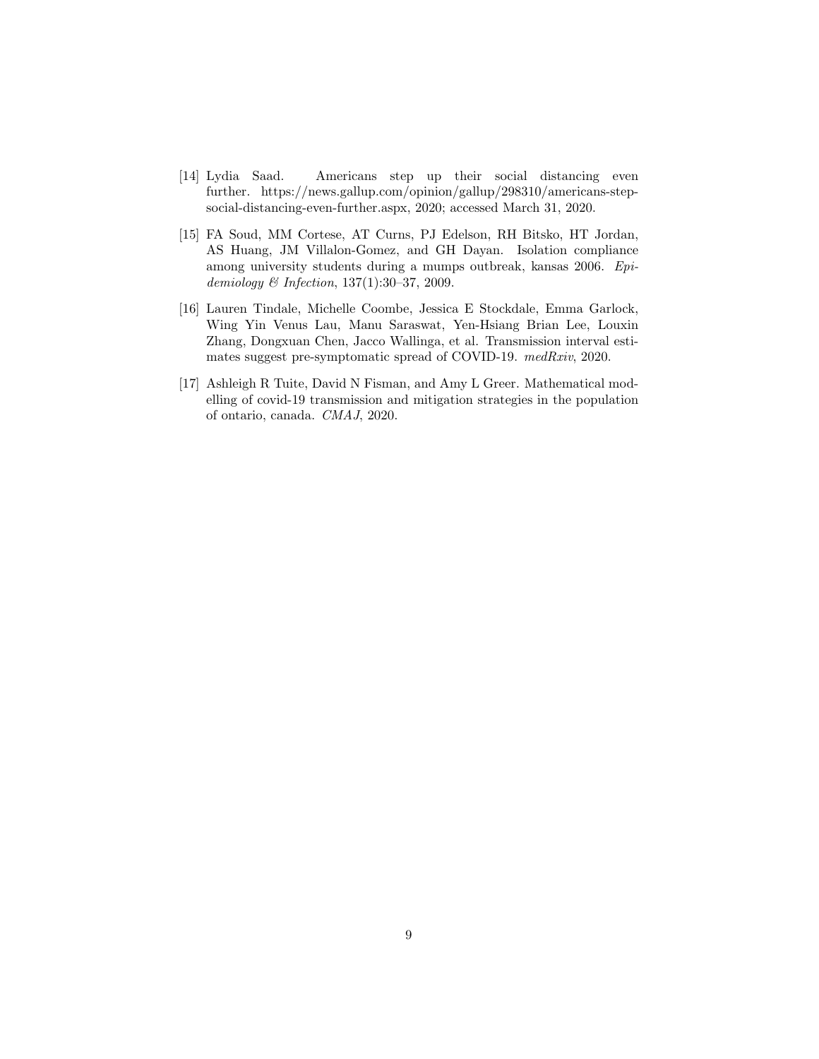[14] Lydia Saad. Americans step up their social distancing even further. https://news.gallup.com/opinion/gallup/298310/americans-step-social-distancing-even-further.aspx, 2020; accessed March 31, 2020.

[15] FA Soud, MM Cortese, AT Curns, PJ Edelson, RH Bitsko, HT Jordan, AS Huang, JM Villalon-Gomez, and GH Dayan. Isolation compliance among university students during a mumps outbreak, kansas 2006. *Epidemiology & Infection*, 137(1):30–37, 2009.

[16] Lauren Tindale, Michelle Coombe, Jessica E Stockdale, Emma Garlock, Wing Yin Venus Lau, Manu Saraswat, Yen-Hsiang Brian Lee, Louxin Zhang, Dongxuan Chen, Jacco Wallinga, et al. Transmission interval estimates suggest pre-symptomatic spread of COVID-19. *medRxiv*, 2020.

[17] Ashleigh R Tuite, David N Fisman, and Amy L Greer. Mathematical modelling of covid-19 transmission and mitigation strategies in the population of ontario, canada. *CMAJ*, 2020.